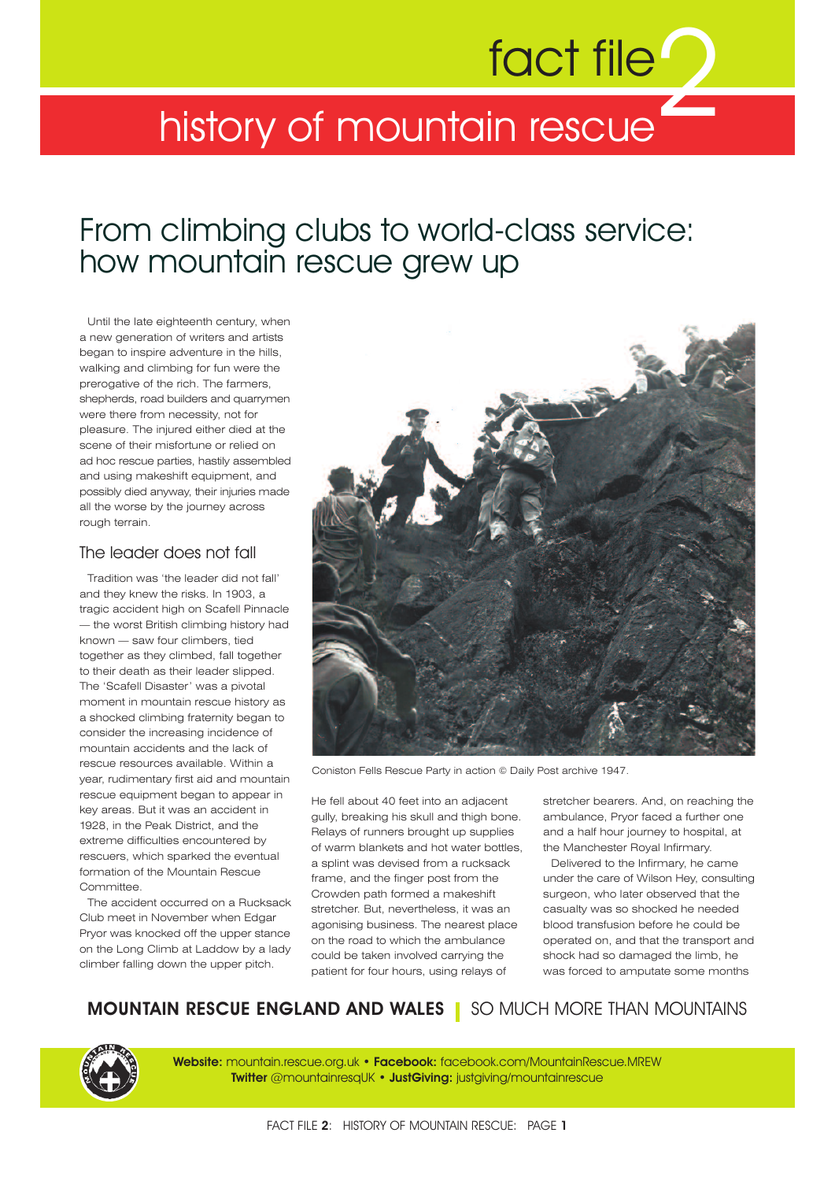# fact file 2

## history of mountain rescue

# From climbing clubs to world-class service: how mountain rescue grew up

Until the late eighteenth century, when a new generation of writers and artists began to inspire adventure in the hills, walking and climbing for fun were the prerogative of the rich. The farmers, shepherds, road builders and quarrymen were there from necessity, not for pleasure. The injured either died at the scene of their misfortune or relied on ad hoc rescue parties, hastily assembled and using makeshift equipment, and possibly died anyway, their injuries made all the worse by the journey across rough terrain.

## The leader does not fall

Tradition was 'the leader did not fall' and they knew the risks. In 1903, a tragic accident high on Scafell Pinnacle — the worst British climbing history had known — saw four climbers, tied together as they climbed, fall together to their death as their leader slipped. The 'Scafell Disaster' was a pivotal moment in mountain rescue history as a shocked climbing fraternity began to consider the increasing incidence of mountain accidents and the lack of rescue resources available. Within a year, rudimentary first aid and mountain rescue equipment began to appear in key areas. But it was an accident in 1928, in the Peak District, and the extreme difficulties encountered by rescuers, which sparked the eventual formation of the Mountain Rescue Committee.

The accident occurred on a Rucksack Club meet in November when Edgar Pryor was knocked off the upper stance on the Long Climb at Laddow by a lady climber falling down the upper pitch. He fell about 40 feet into an adjacent gully, breaking his skull and thigh bone. Relays of runners brought up supplies of warm blankets and hot water bottles, a splint was devised from a rucksack frame, and the finger post from the Crowden path formed a makeshift stretcher. But, nevertheless, it was an agonising business. The nearest place on the road to which the ambulance could be taken involved carrying the patient for four hours, using relays of stretcher bearers. And, on reaching the ambulance, Pryor faced a further one and a half hour journey to hospital, at the Manchester Royal Infirmary.

Coniston Fells Rescue Party in action © Daily Post archive 1947.

Delivered to the Infirmary, he came under the care of Wilson Hey, consulting surgeon, who later observed that the casualty was so shocked he needed blood transfusion before he could be operated on, and that the transport and shock had so damaged the limb, he was forced to amputate some months

**MOUNTAIN RESCUE ENGLAND AND WALES** | SO MUCH MORE THAN MOUNTAINS

**Website:** mountain.rescue.org.uk • **Facebook:** facebook.com/MountainRescue.MREW
**Twitter** @mountainresqUK • **JustGiving:** justgiving/mountainrescue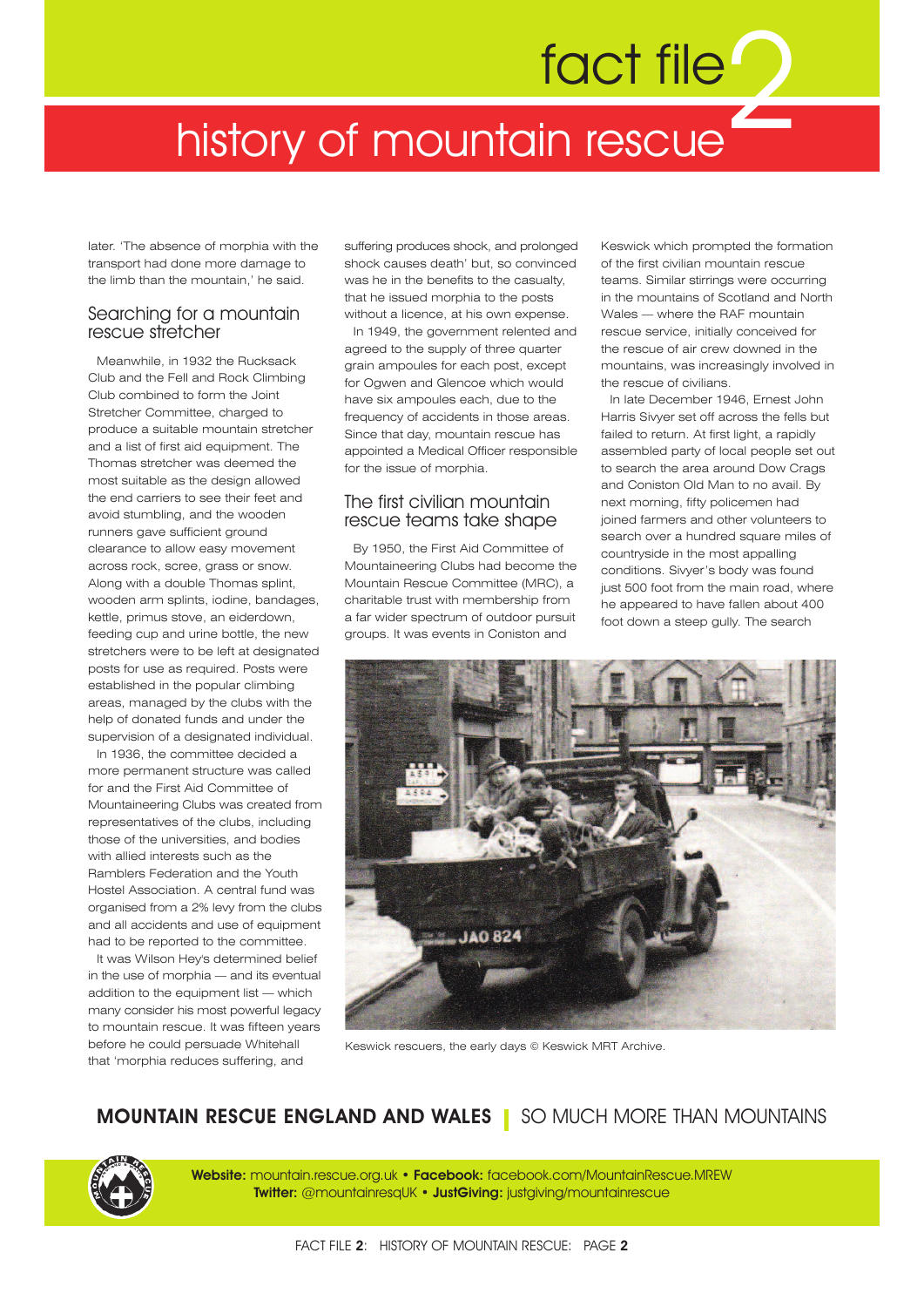later. 'The absence of morphia with the transport had done more damage to the limb than the mountain,' he said.

## Searching for a mountain rescue stretcher

Meanwhile, in 1932 the Rucksack Club and the Fell and Rock Climbing Club combined to form the Joint Stretcher Committee, charged to produce a suitable mountain stretcher and a list of first aid equipment. The Thomas stretcher was deemed the most suitable as the design allowed the end carriers to see their feet and avoid stumbling, and the wooden runners gave sufficient ground clearance to allow easy movement across rock, scree, grass or snow. Along with a double Thomas splint, wooden arm splints, iodine, bandages, kettle, primus stove, an eiderdown, feeding cup and urine bottle, the new stretchers were to be left at designated posts for use as required. Posts were established in the popular climbing areas, managed by the clubs with the help of donated funds and under the supervision of a designated individual.

In 1936, the committee decided a more permanent structure was called for and the First Aid Committee of Mountaineering Clubs was created from representatives of the clubs, including those of the universities, and bodies with allied interests such as the Ramblers Federation and the Youth Hostel Association. A central fund was organised from a 2% levy from the clubs and all accidents and use of equipment had to be reported to the committee.

It was Wilson Hey's determined belief in the use of morphia — and its eventual addition to the equipment list — which many consider his most powerful legacy to mountain rescue. It was fifteen years before he could persuade Whitehall that 'morphia reduces suffering, and suffering produces shock, and prolonged shock causes death' but, so convinced was he in the benefits to the casualty, that he issued morphia to the posts without a licence, at his own expense.

In 1949, the government relented and agreed to the supply of three quarter grain ampoules for each post, except for Ogwen and Glencoe which would have six ampoules each, due to the frequency of accidents in those areas. Since that day, mountain rescue has appointed a Medical Officer responsible for the issue of morphia.

## The first civilian mountain rescue teams take shape

By 1950, the First Aid Committee of Mountaineering Clubs had become the Mountain Rescue Committee (MRC), a charitable trust with membership from a far wider spectrum of outdoor pursuit groups. It was events in Coniston and Keswick which prompted the formation of the first civilian mountain rescue teams. Similar stirrings were occurring in the mountains of Scotland and North Wales — where the RAF mountain rescue service, initially conceived for the rescue of air crew downed in the mountains, was increasingly involved in the rescue of civilians.

In late December 1946, Ernest John Harris Sivyer set off across the fells but failed to return. At first light, a rapidly assembled party of local people set out to search the area around Dow Crags and Coniston Old Man to no avail. By next morning, fifty policemen had joined farmers and other volunteers to search over a hundred square miles of countryside in the most appalling conditions. Sivyer's body was found just 500 foot from the main road, where he appeared to have fallen about 400 foot down a steep gully. The search

Keswick rescuers, the early days © Keswick MRT Archive.

**MOUNTAIN RESCUE ENGLAND AND WALES** | SO MUCH MORE THAN MOUNTAINS

**Website:** mountain.rescue.org.uk • **Facebook:** facebook.com/MountainRescue.MREW
**Twitter:** @mountainresqUK • **JustGiving:** justgiving/mountainrescue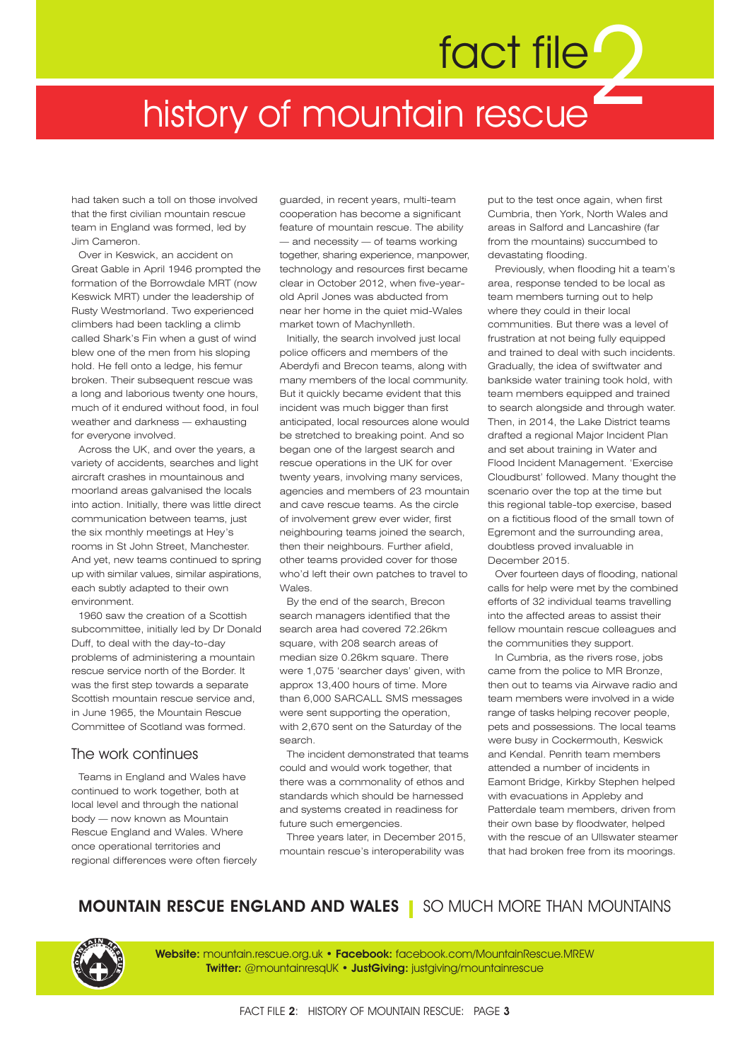had taken such a toll on those involved that the first civilian mountain rescue team in England was formed, led by Jim Cameron.

Over in Keswick, an accident on Great Gable in April 1946 prompted the formation of the Borrowdale MRT (now Keswick MRT) under the leadership of Rusty Westmorland. Two experienced climbers had been tackling a climb called Shark's Fin when a gust of wind blew one of the men from his sloping hold. He fell onto a ledge, his femur broken. Their subsequent rescue was a long and laborious twenty one hours, much of it endured without food, in foul weather and darkness — exhausting for everyone involved.

Across the UK, and over the years, a variety of accidents, searches and light aircraft crashes in mountainous and moorland areas galvanised the locals into action. Initially, there was little direct communication between teams, just the six monthly meetings at Hey's rooms in St John Street, Manchester. And yet, new teams continued to spring up with similar values, similar aspirations, each subtly adapted to their own environment.

1960 saw the creation of a Scottish subcommittee, initially led by Dr Donald Duff, to deal with the day-to-day problems of administering a mountain rescue service north of the Border. It was the first step towards a separate Scottish mountain rescue service and, in June 1965, the Mountain Rescue Committee of Scotland was formed.

## The work continues

Teams in England and Wales have continued to work together, both at local level and through the national body — now known as Mountain Rescue England and Wales. Where once operational territories and regional differences were often fiercely guarded, in recent years, multi-team cooperation has become a significant feature of mountain rescue. The ability — and necessity — of teams working together, sharing experience, manpower, technology and resources first became clear in October 2012, when five-year-old April Jones was abducted from near her home in the quiet mid-Wales market town of Machynlleth.

Initially, the search involved just local police officers and members of the Aberdyfi and Brecon teams, along with many members of the local community. But it quickly became evident that this incident was much bigger than first anticipated, local resources alone would be stretched to breaking point. And so began one of the largest search and rescue operations in the UK for over twenty years, involving many services, agencies and members of 23 mountain and cave rescue teams. As the circle of involvement grew ever wider, first neighbouring teams joined the search, then their neighbours. Further afield, other teams provided cover for those who'd left their own patches to travel to Wales.

By the end of the search, Brecon search managers identified that the search area had covered 72.26km square, with 208 search areas of median size 0.26km square. There were 1,075 'searcher days' given, with approx 13,400 hours of time. More than 6,000 SARCALL SMS messages were sent supporting the operation, with 2,670 sent on the Saturday of the search.

The incident demonstrated that teams could and would work together, that there was a commonality of ethos and standards which should be harnessed and systems created in readiness for future such emergencies.

Three years later, in December 2015, mountain rescue's interoperability was put to the test once again, when first Cumbria, then York, North Wales and areas in Salford and Lancashire (far from the mountains) succumbed to devastating flooding.

Previously, when flooding hit a team's area, response tended to be local as team members turning out to help where they could in their local communities. But there was a level of frustration at not being fully equipped and trained to deal with such incidents. Gradually, the idea of swiftwater and bankside water training took hold, with team members equipped and trained to search alongside and through water. Then, in 2014, the Lake District teams drafted a regional Major Incident Plan and set about training in Water and Flood Incident Management. 'Exercise Cloudburst' followed. Many thought the scenario over the top at the time but this regional table-top exercise, based on a fictitious flood of the small town of Egremont and the surrounding area, doubtless proved invaluable in December 2015.

Over fourteen days of flooding, national calls for help were met by the combined efforts of 32 individual teams travelling into the affected areas to assist their fellow mountain rescue colleagues and the communities they support.

In Cumbria, as the rivers rose, jobs came from the police to MR Bronze, then out to teams via Airwave radio and team members were involved in a wide range of tasks helping recover people, pets and possessions. The local teams were busy in Cockermouth, Keswick and Kendal. Penrith team members attended a number of incidents in Eamont Bridge, Kirkby Stephen helped with evacuations in Appleby and Patterdale team members, driven from their own base by floodwater, helped with the rescue of an Ullswater steamer that had broken free from its moorings.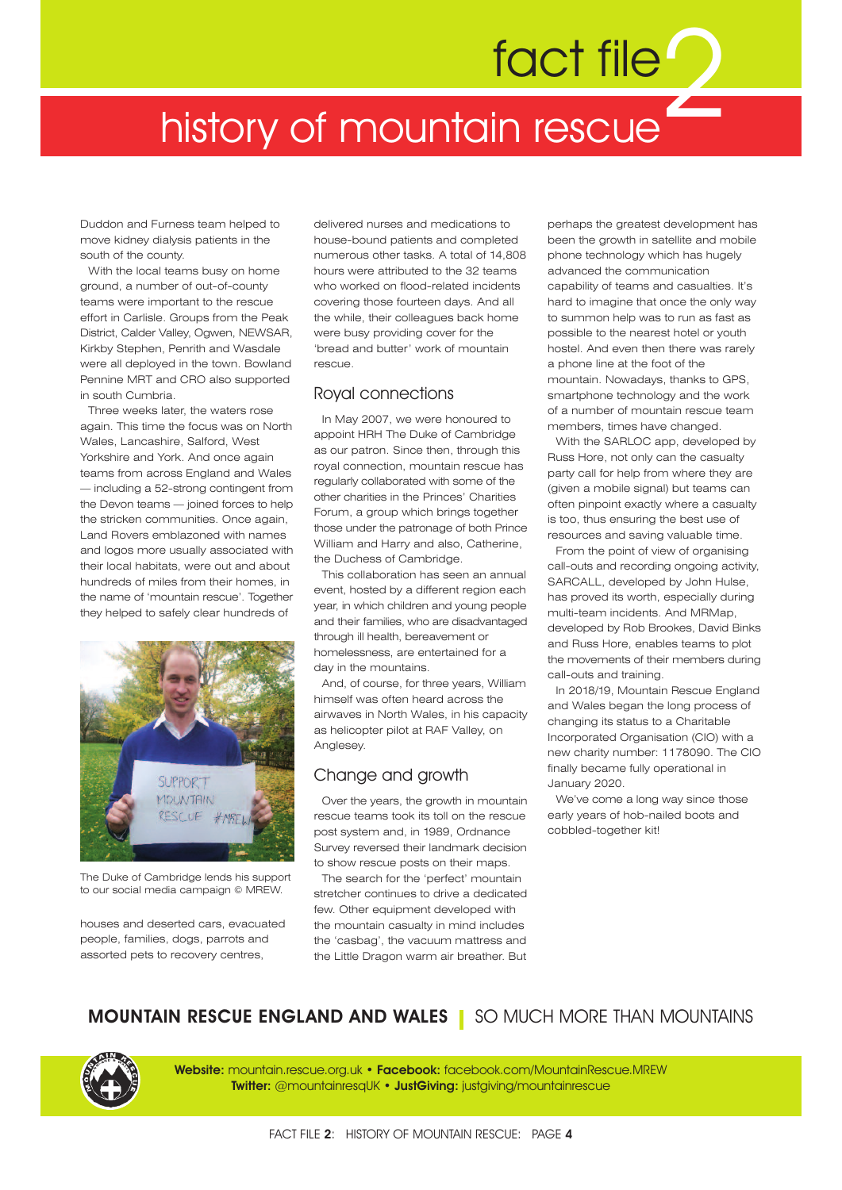# fact file 2

## history of mountain rescue

Duddon and Furness team helped to move kidney dialysis patients in the south of the county.

With the local teams busy on home ground, a number of out-of-county teams were important to the rescue effort in Carlisle. Groups from the Peak District, Calder Valley, Ogwen, NEWSAR, Kirkby Stephen, Penrith and Wasdale were all deployed in the town. Bowland Pennine MRT and CRO also supported in south Cumbria.

Three weeks later, the waters rose again. This time the focus was on North Wales, Lancashire, Salford, West Yorkshire and York. And once again teams from across England and Wales — including a 52-strong contingent from the Devon teams — joined forces to help the stricken communities. Once again, Land Rovers emblazoned with names and logos more usually associated with their local habitats, were out and about hundreds of miles from their homes, in the name of 'mountain rescue'. Together they helped to safely clear hundreds of houses and deserted cars, evacuated people, families, dogs, parrots and assorted pets to recovery centres, delivered nurses and medications to house-bound patients and completed numerous other tasks. A total of 14,808 hours were attributed to the 32 teams who worked on flood-related incidents covering those fourteen days. And all the while, their colleagues back home were busy providing cover for the 'bread and butter' work of mountain rescue.

The Duke of Cambridge lends his support to our social media campaign © MREW.

### Royal connections

In May 2007, we were honoured to appoint HRH The Duke of Cambridge as our patron. Since then, through this royal connection, mountain rescue has regularly collaborated with some of the other charities in the Princes' Charities Forum, a group which brings together those under the patronage of both Prince William and Harry and also, Catherine, the Duchess of Cambridge.

This collaboration has seen an annual event, hosted by a different region each year, in which children and young people and their families, who are disadvantaged through ill health, bereavement or homelessness, are entertained for a day in the mountains.

And, of course, for three years, William himself was often heard across the airwaves in North Wales, in his capacity as helicopter pilot at RAF Valley, on Anglesey.

### Change and growth

Over the years, the growth in mountain rescue teams took its toll on the rescue post system and, in 1989, Ordnance Survey reversed their landmark decision to show rescue posts on their maps.

The search for the 'perfect' mountain stretcher continues to drive a dedicated few. Other equipment developed with the mountain casualty in mind includes the 'casbag', the vacuum mattress and the Little Dragon warm air breather. But perhaps the greatest development has been the growth in satellite and mobile phone technology which has hugely advanced the communication capability of teams and casualties. It's hard to imagine that once the only way to summon help was to run as fast as possible to the nearest hotel or youth hostel. And even then there was rarely a phone line at the foot of the mountain. Nowadays, thanks to GPS, smartphone technology and the work of a number of mountain rescue team members, times have changed.

With the SARLOC app, developed by Russ Hore, not only can the casualty party call for help from where they are (given a mobile signal) but teams can often pinpoint exactly where a casualty is too, thus ensuring the best use of resources and saving valuable time.

From the point of view of organising call-outs and recording ongoing activity, SARCALL, developed by John Hulse, has proved its worth, especially during multi-team incidents. And MRMap, developed by Rob Brookes, David Binks and Russ Hore, enables teams to plot the movements of their members during call-outs and training.

In 2018/19, Mountain Rescue England and Wales began the long process of changing its status to a Charitable Incorporated Organisation (CIO) with a new charity number: 1178090. The CIO finally became fully operational in January 2020.

We've come a long way since those early years of hob-nailed boots and cobbled-together kit!

**MOUNTAIN RESCUE ENGLAND AND WALES** | SO MUCH MORE THAN MOUNTAINS

**Website:** mountain.rescue.org.uk • **Facebook:** facebook.com/MountainRescue.MREW
**Twitter:** @mountainresqUK • **JustGiving:** justgiving/mountainrescue